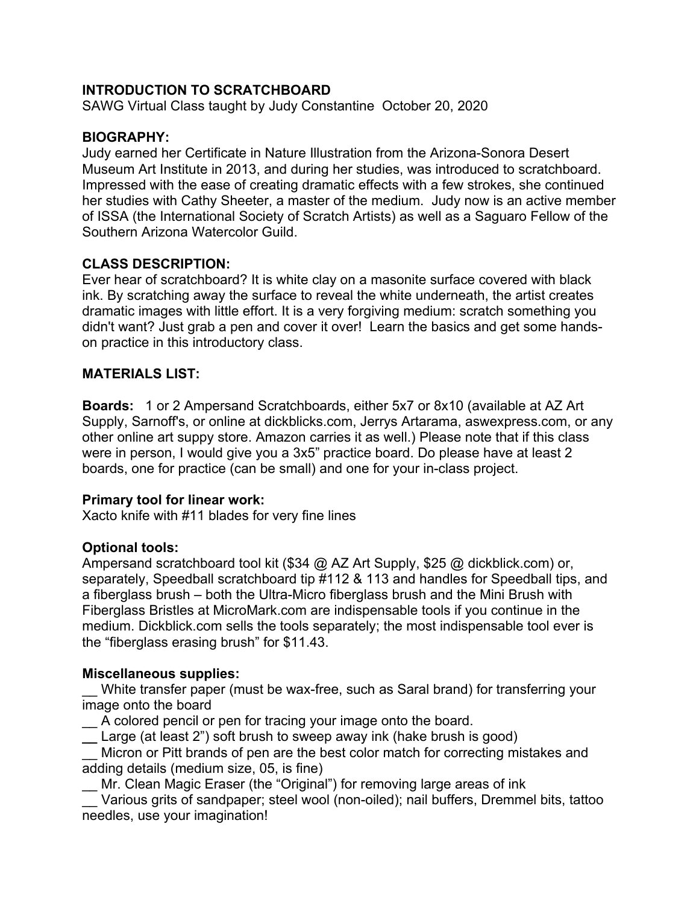# INTRODUCTION TO SCRATCHBOARD

SAWG Virtual Class taught by Judy Constantine October 20, 2020

## BIOGRAPHY:

Judy earned her Certificate in Nature Illustration from the Arizona-Sonora Desert Museum Art Institute in 2013, and during her studies, was introduced to scratchboard. Impressed with the ease of creating dramatic effects with a few strokes, she continued her studies with Cathy Sheeter, a master of the medium. Judy now is an active member of ISSA (the International Society of Scratch Artists) as well as a Saguaro Fellow of the Southern Arizona Watercolor Guild.

## CLASS DESCRIPTION:

Ever hear of scratchboard? It is white clay on a masonite surface covered with black ink. By scratching away the surface to reveal the white underneath, the artist creates dramatic images with little effort. It is a very forgiving medium: scratch something you didn't want? Just grab a pen and cover it over! Learn the basics and get some hands-on practice in this introductory class.

## MATERIALS LIST:

**Boards:** 1 or 2 Ampersand Scratchboards, either 5x7 or 8x10 (available at AZ Art Supply, Sarnoff's, or online at dickblicks.com, Jerrys Artarama, aswexpress.com, or any other online art suppy store. Amazon carries it as well.) Please note that if this class were in person, I would give you a 3x5" practice board. Do please have at least 2 boards, one for practice (can be small) and one for your in-class project.

**Primary tool for linear work:**
Xacto knife with #11 blades for very fine lines

**Optional tools:**
Ampersand scratchboard tool kit ($34 @ AZ Art Supply, $25 @ dickblick.com) or, separately, Speedball scratchboard tip #112 & 113 and handles for Speedball tips, and a fiberglass brush – both the Ultra-Micro fiberglass brush and the Mini Brush with Fiberglass Bristles at MicroMark.com are indispensable tools if you continue in the medium. Dickblick.com sells the tools separately; the most indispensable tool ever is the "fiberglass erasing brush" for $11.43.

**Miscellaneous supplies:**

__ White transfer paper (must be wax-free, such as Saral brand) for transferring your image onto the board

__ A colored pencil or pen for tracing your image onto the board.

__ Large (at least 2") soft brush to sweep away ink (hake brush is good)

__ Micron or Pitt brands of pen are the best color match for correcting mistakes and adding details (medium size, 05, is fine)

__ Mr. Clean Magic Eraser (the "Original") for removing large areas of ink

__ Various grits of sandpaper; steel wool (non-oiled); nail buffers, Dremmel bits, tattoo needles, use your imagination!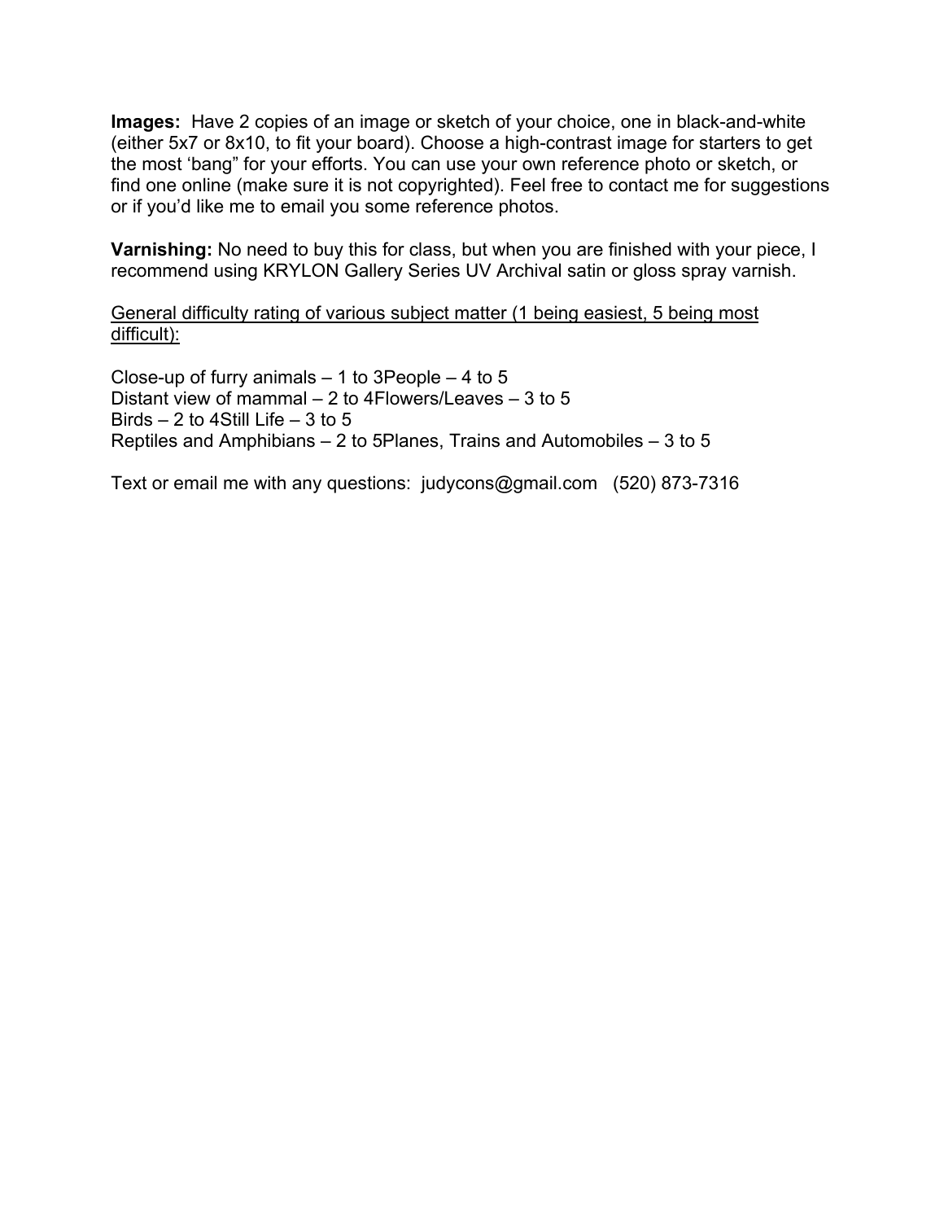**Images:** Have 2 copies of an image or sketch of your choice, one in black-and-white (either 5x7 or 8x10, to fit your board). Choose a high-contrast image for starters to get the most 'bang" for your efforts. You can use your own reference photo or sketch, or find one online (make sure it is not copyrighted). Feel free to contact me for suggestions or if you'd like me to email you some reference photos.

**Varnishing:** No need to buy this for class, but when you are finished with your piece, I recommend using KRYLON Gallery Series UV Archival satin or gloss spray varnish.

<u>General difficulty rating of various subject matter (1 being easiest, 5 being most difficult):</u>

Close-up of furry animals – 1 to 3People – 4 to 5
Distant view of mammal – 2 to 4Flowers/Leaves – 3 to 5
Birds – 2 to 4Still Life – 3 to 5
Reptiles and Amphibians – 2 to 5Planes, Trains and Automobiles – 3 to 5

Text or email me with any questions: judycons@gmail.com (520) 873-7316